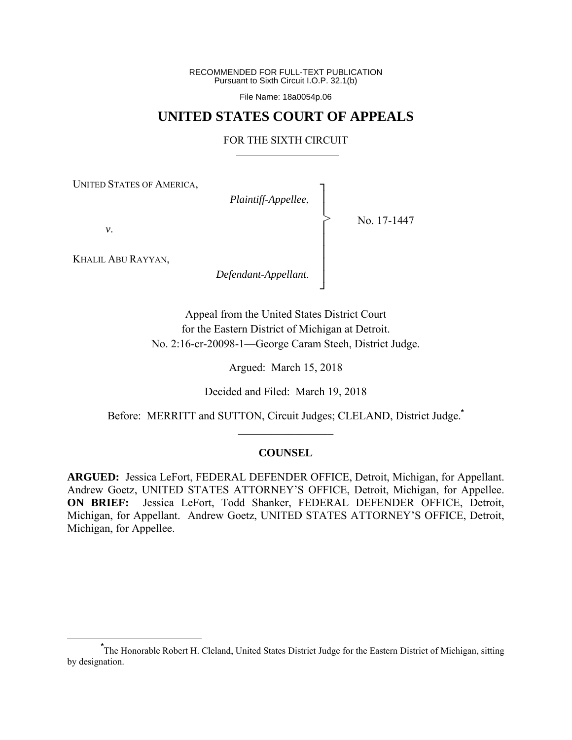RECOMMENDED FOR FULL-TEXT PUBLICATION
Pursuant to Sixth Circuit I.O.P. 32.1(b)

File Name: 18a0054p.06

# UNITED STATES COURT OF APPEALS

## FOR THE SIXTH CIRCUIT

UNITED STATES OF AMERICA,

*Plaintiff-Appellee*,

*v*.

KHALIL ABU RAYYAN,

*Defendant-Appellant*.

No. 17-1447

Appeal from the United States District Court
for the Eastern District of Michigan at Detroit.
No. 2:16-cr-20098-1—George Caram Steeh, District Judge.

Argued: March 15, 2018

Decided and Filed: March 19, 2018

Before: MERRITT and SUTTON, Circuit Judges; CLELAND, District Judge.[*]

### COUNSEL

**ARGUED:** Jessica LeFort, FEDERAL DEFENDER OFFICE, Detroit, Michigan, for Appellant. Andrew Goetz, UNITED STATES ATTORNEY'S OFFICE, Detroit, Michigan, for Appellee. **ON BRIEF:** Jessica LeFort, Todd Shanker, FEDERAL DEFENDER OFFICE, Detroit, Michigan, for Appellant. Andrew Goetz, UNITED STATES ATTORNEY'S OFFICE, Detroit, Michigan, for Appellee.

[*] The Honorable Robert H. Cleland, United States District Judge for the Eastern District of Michigan, sitting by designation.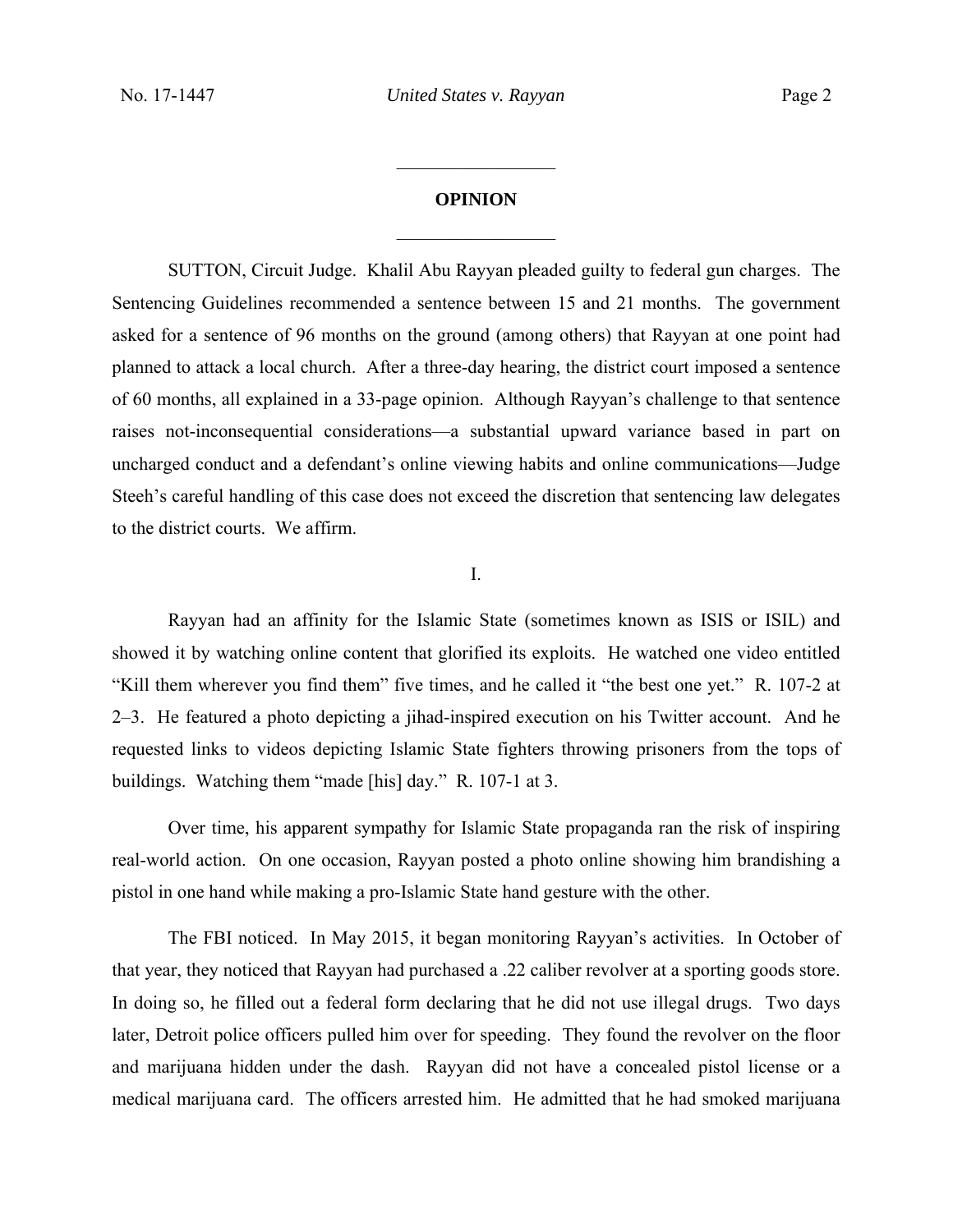## OPINION

SUTTON, Circuit Judge. Khalil Abu Rayyan pleaded guilty to federal gun charges. The Sentencing Guidelines recommended a sentence between 15 and 21 months. The government asked for a sentence of 96 months on the ground (among others) that Rayyan at one point had planned to attack a local church. After a three-day hearing, the district court imposed a sentence of 60 months, all explained in a 33-page opinion. Although Rayyan's challenge to that sentence raises not-inconsequential considerations—a substantial upward variance based in part on uncharged conduct and a defendant's online viewing habits and online communications—Judge Steeh's careful handling of this case does not exceed the discretion that sentencing law delegates to the district courts. We affirm.

I.

Rayyan had an affinity for the Islamic State (sometimes known as ISIS or ISIL) and showed it by watching online content that glorified its exploits. He watched one video entitled "Kill them wherever you find them" five times, and he called it "the best one yet." R. 107-2 at 2–3. He featured a photo depicting a jihad-inspired execution on his Twitter account. And he requested links to videos depicting Islamic State fighters throwing prisoners from the tops of buildings. Watching them "made [his] day." R. 107-1 at 3.

Over time, his apparent sympathy for Islamic State propaganda ran the risk of inspiring real-world action. On one occasion, Rayyan posted a photo online showing him brandishing a pistol in one hand while making a pro-Islamic State hand gesture with the other.

The FBI noticed. In May 2015, it began monitoring Rayyan's activities. In October of that year, they noticed that Rayyan had purchased a .22 caliber revolver at a sporting goods store. In doing so, he filled out a federal form declaring that he did not use illegal drugs. Two days later, Detroit police officers pulled him over for speeding. They found the revolver on the floor and marijuana hidden under the dash. Rayyan did not have a concealed pistol license or a medical marijuana card. The officers arrested him. He admitted that he had smoked marijuana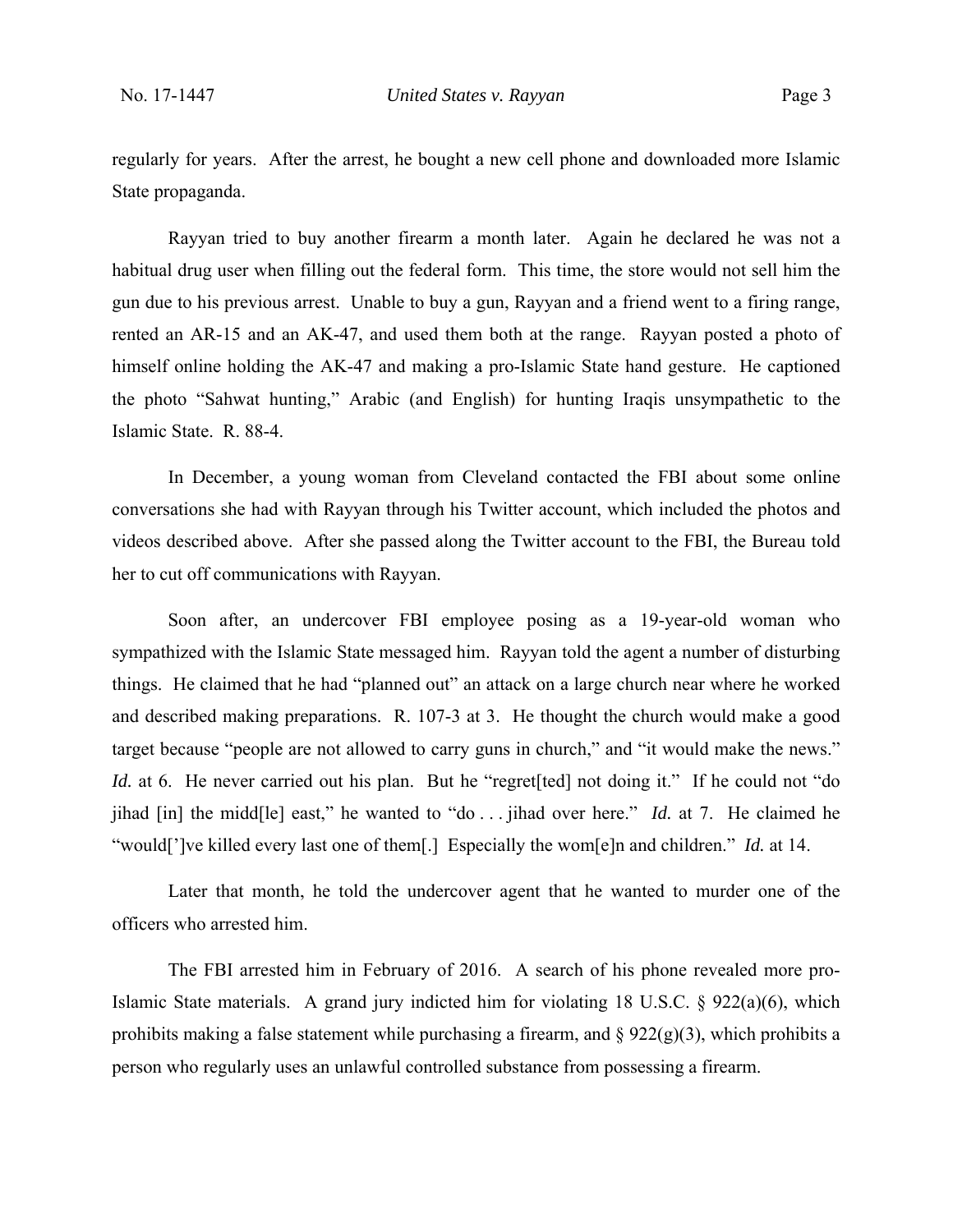regularly for years. After the arrest, he bought a new cell phone and downloaded more Islamic State propaganda.

Rayyan tried to buy another firearm a month later. Again he declared he was not a habitual drug user when filling out the federal form. This time, the store would not sell him the gun due to his previous arrest. Unable to buy a gun, Rayyan and a friend went to a firing range, rented an AR-15 and an AK-47, and used them both at the range. Rayyan posted a photo of himself online holding the AK-47 and making a pro-Islamic State hand gesture. He captioned the photo "Sahwat hunting," Arabic (and English) for hunting Iraqis unsympathetic to the Islamic State. R. 88-4.

In December, a young woman from Cleveland contacted the FBI about some online conversations she had with Rayyan through his Twitter account, which included the photos and videos described above. After she passed along the Twitter account to the FBI, the Bureau told her to cut off communications with Rayyan.

Soon after, an undercover FBI employee posing as a 19-year-old woman who sympathized with the Islamic State messaged him. Rayyan told the agent a number of disturbing things. He claimed that he had "planned out" an attack on a large church near where he worked and described making preparations. R. 107-3 at 3. He thought the church would make a good target because "people are not allowed to carry guns in church," and "it would make the news." *Id.* at 6. He never carried out his plan. But he "regret[ted] not doing it." If he could not "do jihad [in] the midd[le] east," he wanted to "do . . . jihad over here." *Id.* at 7. He claimed he "would[']ve killed every last one of them[.] Especially the wom[e]n and children." *Id.* at 14.

Later that month, he told the undercover agent that he wanted to murder one of the officers who arrested him.

The FBI arrested him in February of 2016. A search of his phone revealed more pro-Islamic State materials. A grand jury indicted him for violating 18 U.S.C. § 922(a)(6), which prohibits making a false statement while purchasing a firearm, and § 922(g)(3), which prohibits a person who regularly uses an unlawful controlled substance from possessing a firearm.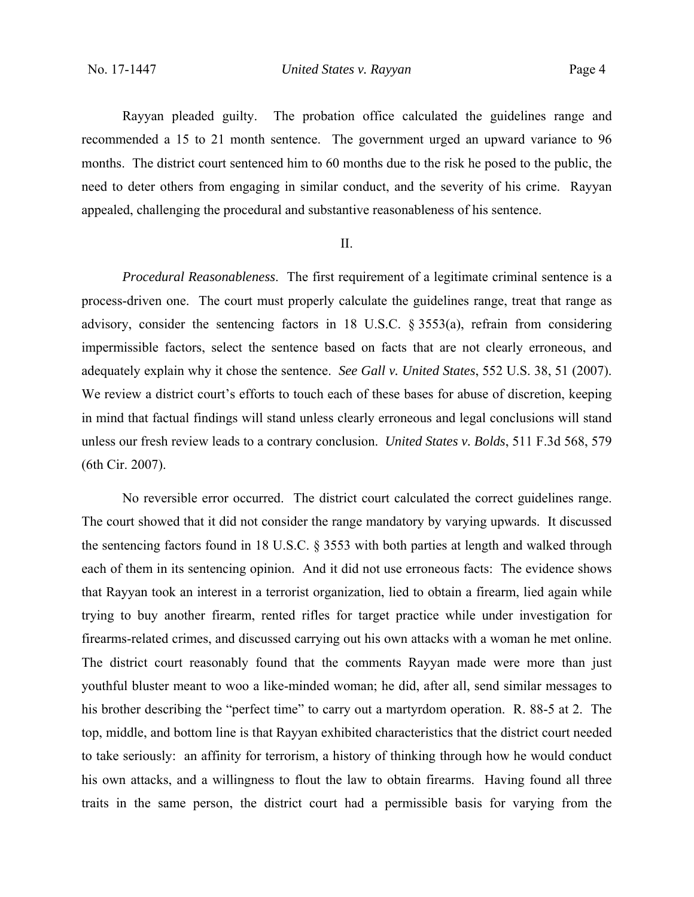Rayyan pleaded guilty. The probation office calculated the guidelines range and recommended a 15 to 21 month sentence. The government urged an upward variance to 96 months. The district court sentenced him to 60 months due to the risk he posed to the public, the need to deter others from engaging in similar conduct, and the severity of his crime. Rayyan appealed, challenging the procedural and substantive reasonableness of his sentence.

II.

*Procedural Reasonableness*. The first requirement of a legitimate criminal sentence is a process-driven one. The court must properly calculate the guidelines range, treat that range as advisory, consider the sentencing factors in 18 U.S.C. § 3553(a), refrain from considering impermissible factors, select the sentence based on facts that are not clearly erroneous, and adequately explain why it chose the sentence. *See Gall v. United States*, 552 U.S. 38, 51 (2007). We review a district court's efforts to touch each of these bases for abuse of discretion, keeping in mind that factual findings will stand unless clearly erroneous and legal conclusions will stand unless our fresh review leads to a contrary conclusion. *United States v. Bolds*, 511 F.3d 568, 579 (6th Cir. 2007).

No reversible error occurred. The district court calculated the correct guidelines range. The court showed that it did not consider the range mandatory by varying upwards. It discussed the sentencing factors found in 18 U.S.C. § 3553 with both parties at length and walked through each of them in its sentencing opinion. And it did not use erroneous facts: The evidence shows that Rayyan took an interest in a terrorist organization, lied to obtain a firearm, lied again while trying to buy another firearm, rented rifles for target practice while under investigation for firearms-related crimes, and discussed carrying out his own attacks with a woman he met online. The district court reasonably found that the comments Rayyan made were more than just youthful bluster meant to woo a like-minded woman; he did, after all, send similar messages to his brother describing the "perfect time" to carry out a martyrdom operation. R. 88-5 at 2. The top, middle, and bottom line is that Rayyan exhibited characteristics that the district court needed to take seriously: an affinity for terrorism, a history of thinking through how he would conduct his own attacks, and a willingness to flout the law to obtain firearms. Having found all three traits in the same person, the district court had a permissible basis for varying from the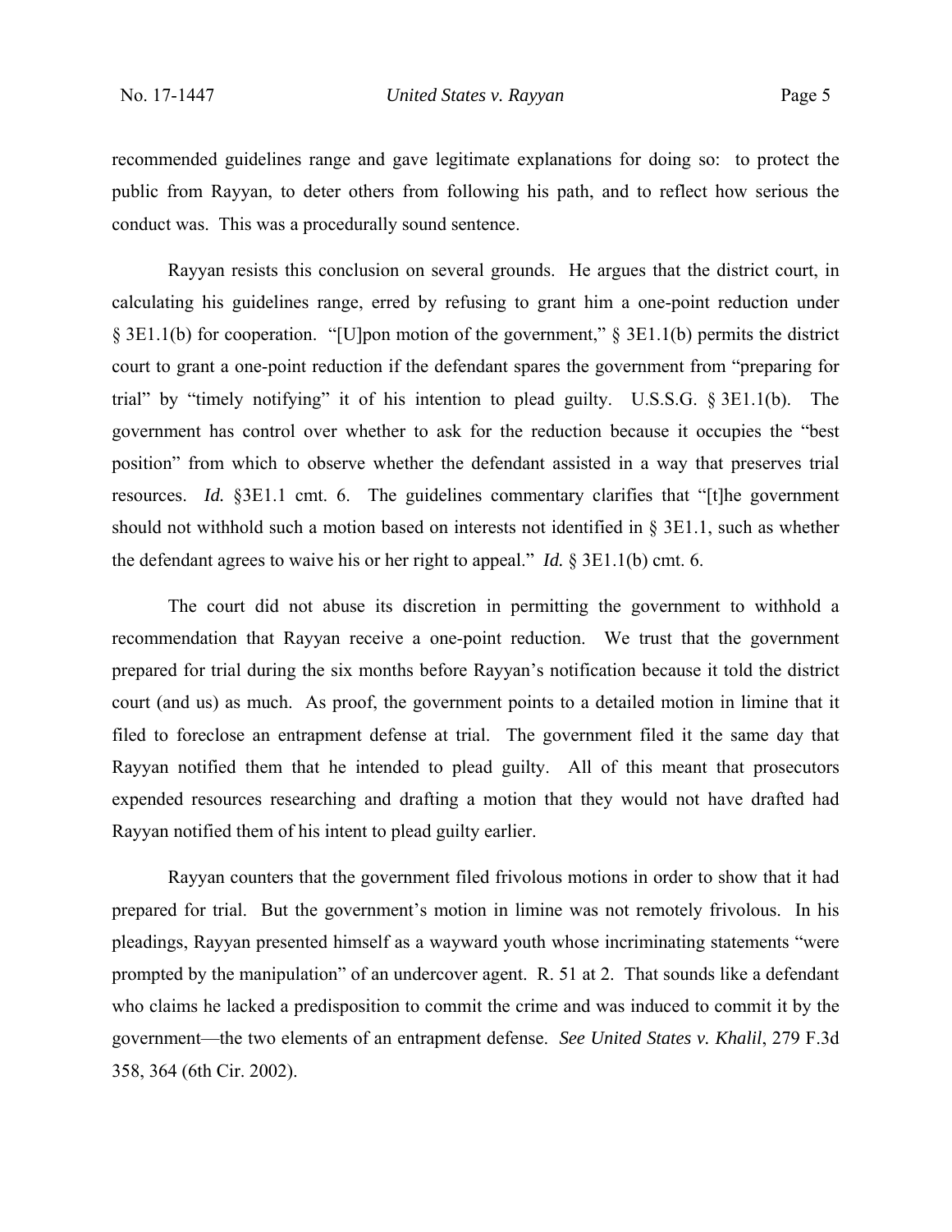recommended guidelines range and gave legitimate explanations for doing so: to protect the public from Rayyan, to deter others from following his path, and to reflect how serious the conduct was. This was a procedurally sound sentence.

Rayyan resists this conclusion on several grounds. He argues that the district court, in calculating his guidelines range, erred by refusing to grant him a one-point reduction under § 3E1.1(b) for cooperation. "[U]pon motion of the government," § 3E1.1(b) permits the district court to grant a one-point reduction if the defendant spares the government from "preparing for trial" by "timely notifying" it of his intention to plead guilty. U.S.S.G. § 3E1.1(b). The government has control over whether to ask for the reduction because it occupies the "best position" from which to observe whether the defendant assisted in a way that preserves trial resources. *Id.* §3E1.1 cmt. 6. The guidelines commentary clarifies that "[t]he government should not withhold such a motion based on interests not identified in § 3E1.1, such as whether the defendant agrees to waive his or her right to appeal." *Id.* § 3E1.1(b) cmt. 6.

The court did not abuse its discretion in permitting the government to withhold a recommendation that Rayyan receive a one-point reduction. We trust that the government prepared for trial during the six months before Rayyan's notification because it told the district court (and us) as much. As proof, the government points to a detailed motion in limine that it filed to foreclose an entrapment defense at trial. The government filed it the same day that Rayyan notified them that he intended to plead guilty. All of this meant that prosecutors expended resources researching and drafting a motion that they would not have drafted had Rayyan notified them of his intent to plead guilty earlier.

Rayyan counters that the government filed frivolous motions in order to show that it had prepared for trial. But the government's motion in limine was not remotely frivolous. In his pleadings, Rayyan presented himself as a wayward youth whose incriminating statements "were prompted by the manipulation" of an undercover agent. R. 51 at 2. That sounds like a defendant who claims he lacked a predisposition to commit the crime and was induced to commit it by the government—the two elements of an entrapment defense. *See United States v. Khalil*, 279 F.3d 358, 364 (6th Cir. 2002).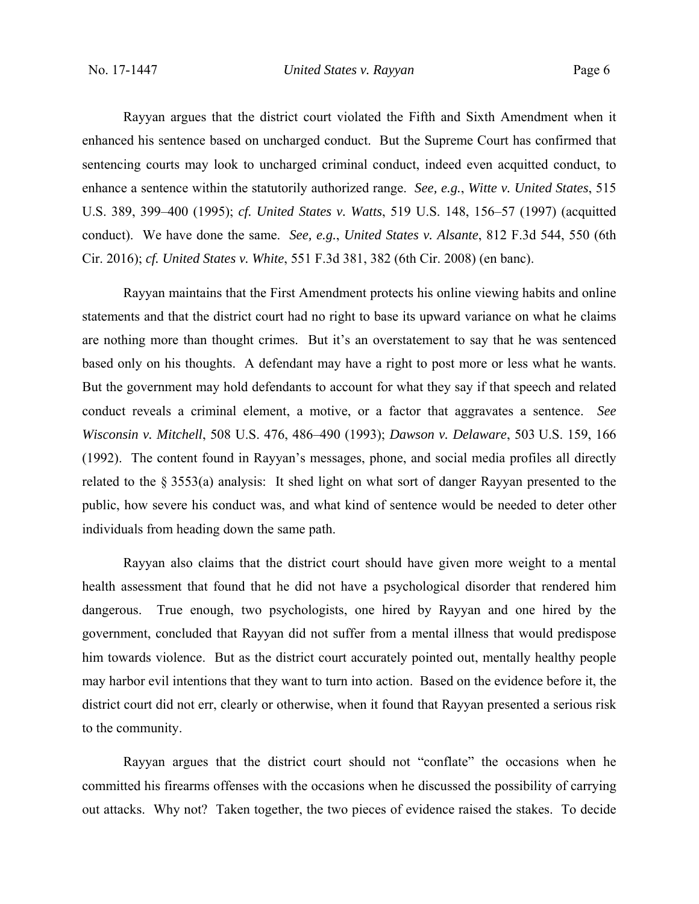Rayyan argues that the district court violated the Fifth and Sixth Amendment when it enhanced his sentence based on uncharged conduct. But the Supreme Court has confirmed that sentencing courts may look to uncharged criminal conduct, indeed even acquitted conduct, to enhance a sentence within the statutorily authorized range. *See, e.g.*, *Witte v. United States*, 515 U.S. 389, 399–400 (1995); *cf. United States v. Watts*, 519 U.S. 148, 156–57 (1997) (acquitted conduct). We have done the same. *See, e.g.*, *United States v. Alsante*, 812 F.3d 544, 550 (6th Cir. 2016); *cf. United States v. White*, 551 F.3d 381, 382 (6th Cir. 2008) (en banc).

Rayyan maintains that the First Amendment protects his online viewing habits and online statements and that the district court had no right to base its upward variance on what he claims are nothing more than thought crimes. But it's an overstatement to say that he was sentenced based only on his thoughts. A defendant may have a right to post more or less what he wants. But the government may hold defendants to account for what they say if that speech and related conduct reveals a criminal element, a motive, or a factor that aggravates a sentence. *See Wisconsin v. Mitchell*, 508 U.S. 476, 486–490 (1993); *Dawson v. Delaware*, 503 U.S. 159, 166 (1992). The content found in Rayyan's messages, phone, and social media profiles all directly related to the § 3553(a) analysis: It shed light on what sort of danger Rayyan presented to the public, how severe his conduct was, and what kind of sentence would be needed to deter other individuals from heading down the same path.

Rayyan also claims that the district court should have given more weight to a mental health assessment that found that he did not have a psychological disorder that rendered him dangerous. True enough, two psychologists, one hired by Rayyan and one hired by the government, concluded that Rayyan did not suffer from a mental illness that would predispose him towards violence. But as the district court accurately pointed out, mentally healthy people may harbor evil intentions that they want to turn into action. Based on the evidence before it, the district court did not err, clearly or otherwise, when it found that Rayyan presented a serious risk to the community.

Rayyan argues that the district court should not "conflate" the occasions when he committed his firearms offenses with the occasions when he discussed the possibility of carrying out attacks. Why not? Taken together, the two pieces of evidence raised the stakes. To decide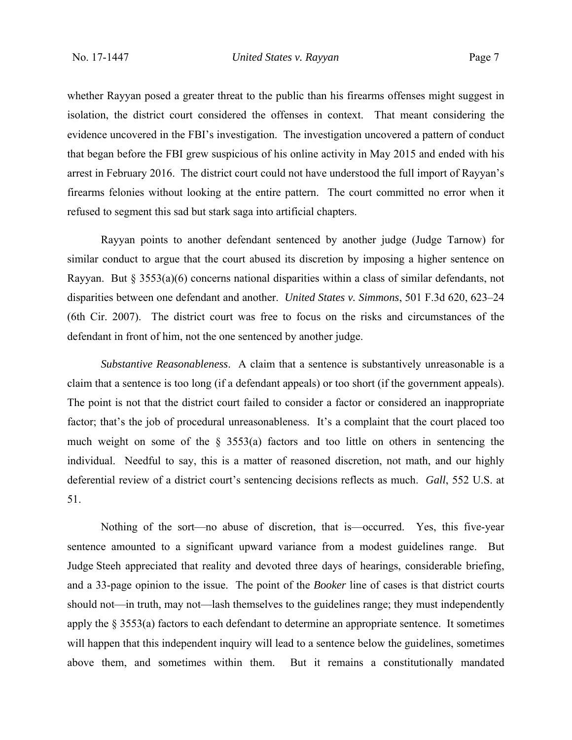whether Rayyan posed a greater threat to the public than his firearms offenses might suggest in isolation, the district court considered the offenses in context. That meant considering the evidence uncovered in the FBI's investigation. The investigation uncovered a pattern of conduct that began before the FBI grew suspicious of his online activity in May 2015 and ended with his arrest in February 2016. The district court could not have understood the full import of Rayyan's firearms felonies without looking at the entire pattern. The court committed no error when it refused to segment this sad but stark saga into artificial chapters.

Rayyan points to another defendant sentenced by another judge (Judge Tarnow) for similar conduct to argue that the court abused its discretion by imposing a higher sentence on Rayyan. But § 3553(a)(6) concerns national disparities within a class of similar defendants, not disparities between one defendant and another. *United States v. Simmons*, 501 F.3d 620, 623–24 (6th Cir. 2007). The district court was free to focus on the risks and circumstances of the defendant in front of him, not the one sentenced by another judge.

*Substantive Reasonableness*. A claim that a sentence is substantively unreasonable is a claim that a sentence is too long (if a defendant appeals) or too short (if the government appeals). The point is not that the district court failed to consider a factor or considered an inappropriate factor; that's the job of procedural unreasonableness. It's a complaint that the court placed too much weight on some of the § 3553(a) factors and too little on others in sentencing the individual. Needful to say, this is a matter of reasoned discretion, not math, and our highly deferential review of a district court's sentencing decisions reflects as much. *Gall*, 552 U.S. at 51.

Nothing of the sort—no abuse of discretion, that is—occurred. Yes, this five-year sentence amounted to a significant upward variance from a modest guidelines range. But Judge Steeh appreciated that reality and devoted three days of hearings, considerable briefing, and a 33-page opinion to the issue. The point of the *Booker* line of cases is that district courts should not—in truth, may not—lash themselves to the guidelines range; they must independently apply the § 3553(a) factors to each defendant to determine an appropriate sentence. It sometimes will happen that this independent inquiry will lead to a sentence below the guidelines, sometimes above them, and sometimes within them. But it remains a constitutionally mandated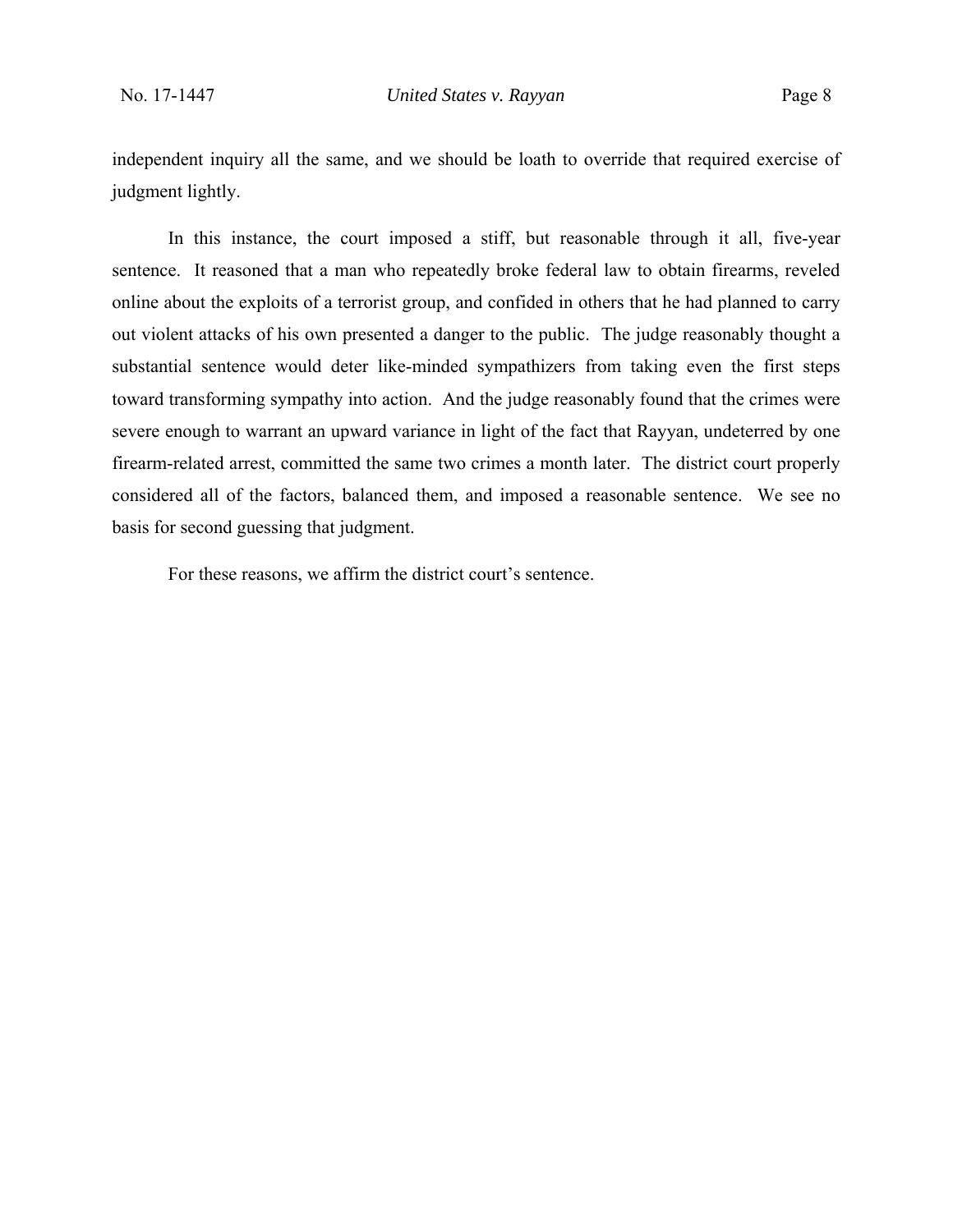independent inquiry all the same, and we should be loath to override that required exercise of judgment lightly.

In this instance, the court imposed a stiff, but reasonable through it all, five-year sentence. It reasoned that a man who repeatedly broke federal law to obtain firearms, reveled online about the exploits of a terrorist group, and confided in others that he had planned to carry out violent attacks of his own presented a danger to the public. The judge reasonably thought a substantial sentence would deter like-minded sympathizers from taking even the first steps toward transforming sympathy into action. And the judge reasonably found that the crimes were severe enough to warrant an upward variance in light of the fact that Rayyan, undeterred by one firearm-related arrest, committed the same two crimes a month later. The district court properly considered all of the factors, balanced them, and imposed a reasonable sentence. We see no basis for second guessing that judgment.

For these reasons, we affirm the district court's sentence.